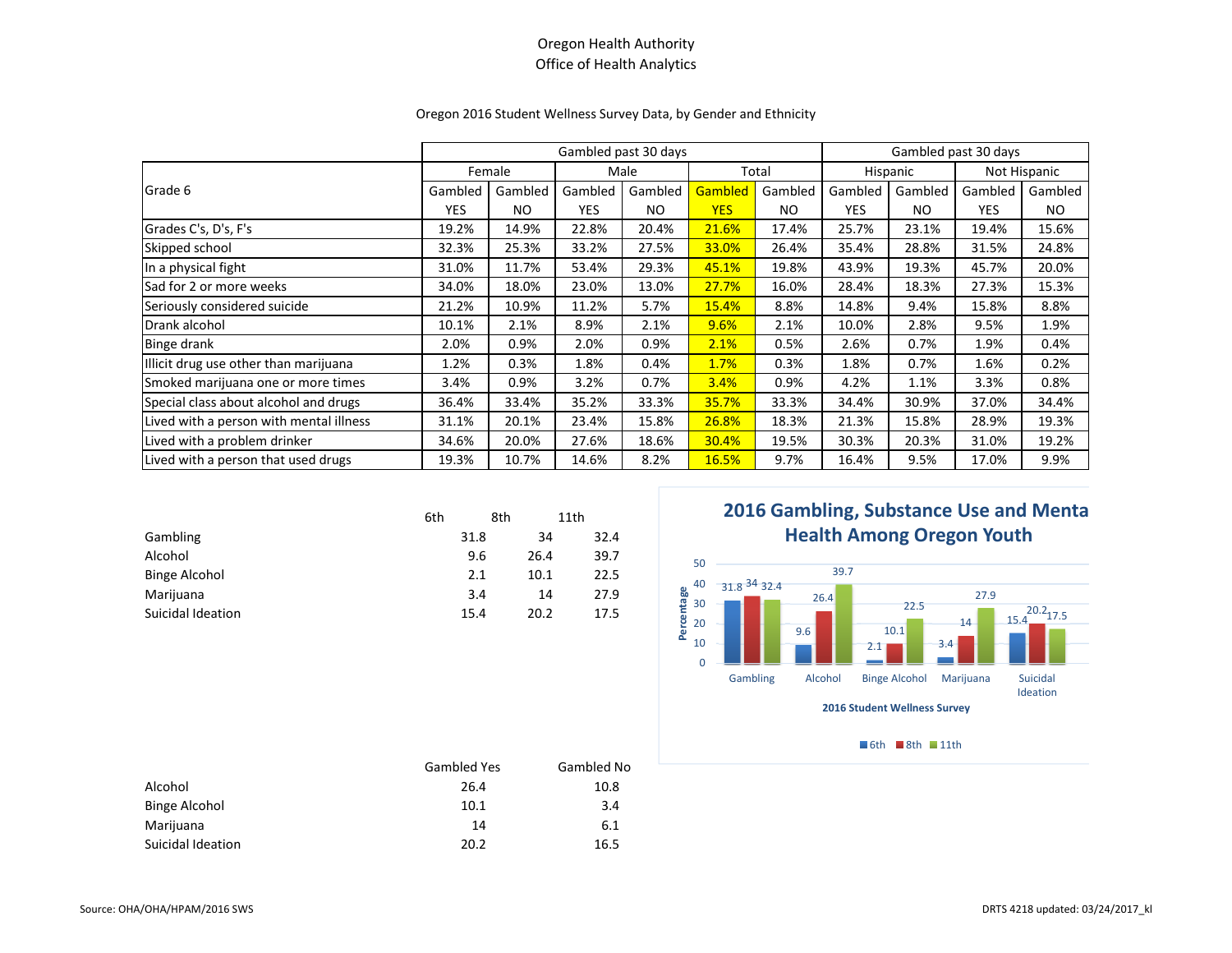Oregon Health Authority
Office of Health Analytics

Oregon 2016 Student Wellness Survey Data, by Gender and Ethnicity

| Grade 6 | Gambled past 30 days | | | | | | Gambled past 30 days | | | |
|---|---|---|---|---|---|---|---|---|---|---|
| | Female | | Male | | Total | | Hispanic | | Not Hispanic | |
| | Gambled YES | Gambled NO | Gambled YES | Gambled NO | Gambled YES | Gambled NO | Gambled YES | Gambled NO | Gambled YES | Gambled NO |
| Grades C's, D's, F's | 19.2% | 14.9% | 22.8% | 20.4% | 21.6% | 17.4% | 25.7% | 23.1% | 19.4% | 15.6% |
| Skipped school | 32.3% | 25.3% | 33.2% | 27.5% | 33.0% | 26.4% | 35.4% | 28.8% | 31.5% | 24.8% |
| In a physical fight | 31.0% | 11.7% | 53.4% | 29.3% | 45.1% | 19.8% | 43.9% | 19.3% | 45.7% | 20.0% |
| Sad for 2 or more weeks | 34.0% | 18.0% | 23.0% | 13.0% | 27.7% | 16.0% | 28.4% | 18.3% | 27.3% | 15.3% |
| Seriously considered suicide | 21.2% | 10.9% | 11.2% | 5.7% | 15.4% | 8.8% | 14.8% | 9.4% | 15.8% | 8.8% |
| Drank alcohol | 10.1% | 2.1% | 8.9% | 2.1% | 9.6% | 2.1% | 10.0% | 2.8% | 9.5% | 1.9% |
| Binge drank | 2.0% | 0.9% | 2.0% | 0.9% | 2.1% | 0.5% | 2.6% | 0.7% | 1.9% | 0.4% |
| Illicit drug use other than marijuana | 1.2% | 0.3% | 1.8% | 0.4% | 1.7% | 0.3% | 1.8% | 0.7% | 1.6% | 0.2% |
| Smoked marijuana one or more times | 3.4% | 0.9% | 3.2% | 0.7% | 3.4% | 0.9% | 4.2% | 1.1% | 3.3% | 0.8% |
| Special class about alcohol and drugs | 36.4% | 33.4% | 35.2% | 33.3% | 35.7% | 33.3% | 34.4% | 30.9% | 37.0% | 34.4% |
| Lived with a person with mental illness | 31.1% | 20.1% | 23.4% | 15.8% | 26.8% | 18.3% | 21.3% | 15.8% | 28.9% | 19.3% |
| Lived with a problem drinker | 34.6% | 20.0% | 27.6% | 18.6% | 30.4% | 19.5% | 30.3% | 20.3% | 31.0% | 19.2% |
| Lived with a person that used drugs | 19.3% | 10.7% | 14.6% | 8.2% | 16.5% | 9.7% | 16.4% | 9.5% | 17.0% | 9.9% |

| | 6th | 8th | 11th |
|---|---|---|---|
| Gambling | 31.8 | 34 | 32.4 |
| Alcohol | 9.6 | 26.4 | 39.7 |
| Binge Alcohol | 2.1 | 10.1 | 22.5 |
| Marijuana | 3.4 | 14 | 27.9 |
| Suicidal Ideation | 15.4 | 20.2 | 17.5 |

**2016 Gambling, Substance Use and Mental Health Among Oregon Youth**

| Percentage | 6th | 8th | 11th |
|---|---|---|---|
| Gambling | 31.8 | 34 | 32.4 |
| Alcohol | 9.6 | 26.4 | 39.7 |
| Binge Alcohol | 2.1 | 10.1 | 22.5 |
| Marijuana | 3.4 | 14 | 27.9 |
| Suicidal Ideation | 15.4 | 20.2 | 17.5 |

2016 Student Wellness Survey

| | Gambled Yes | Gambled No |
|---|---|---|
| Alcohol | 26.4 | 10.8 |
| Binge Alcohol | 10.1 | 3.4 |
| Marijuana | 14 | 6.1 |
| Suicidal Ideation | 20.2 | 16.5 |

Source: OHA/OHA/HPAM/2016 SWS

DRTS 4218 updated: 03/24/2017_kl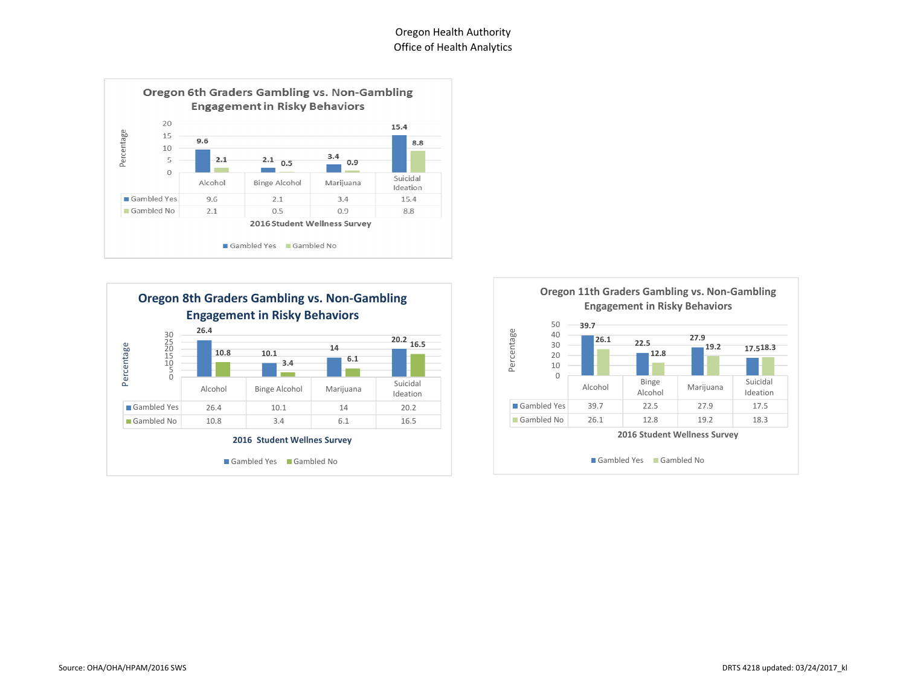Oregon Health Authority
Office of Health Analytics

## Oregon 6th Graders Gambling vs. Non-Gambling Engagement in Risky Behaviors

| | Alcohol | Binge Alcohol | Marijuana | Suicidal Ideation |
|---|---|---|---|---|
| Gambled Yes | 9.6 | 2.1 | 3.4 | 15.4 |
| Gambled No | 2.1 | 0.5 | 0.9 | 8.8 |

2016 Student Wellness Survey

## Oregon 8th Graders Gambling vs. Non-Gambling Engagement in Risky Behaviors

| | Alcohol | Binge Alcohol | Marijuana | Suicidal Ideation |
|---|---|---|---|---|
| Gambled Yes | 26.4 | 10.1 | 14 | 20.2 |
| Gambled No | 10.8 | 3.4 | 6.1 | 16.5 |

2016 Student Wellnes Survey

## Oregon 11th Graders Gambling vs. Non-Gambling Engagement in Risky Behaviors

| | Alcohol | Binge Alcohol | Marijuana | Suicidal Ideation |
|---|---|---|---|---|
| Gambled Yes | 39.7 | 22.5 | 27.9 | 17.5 |
| Gambled No | 26.1 | 12.8 | 19.2 | 18.3 |

2016 Student Wellness Survey

Source: OHA/OHA/HPAM/2016 SWS

DRTS 4218 updated: 03/24/2017_kl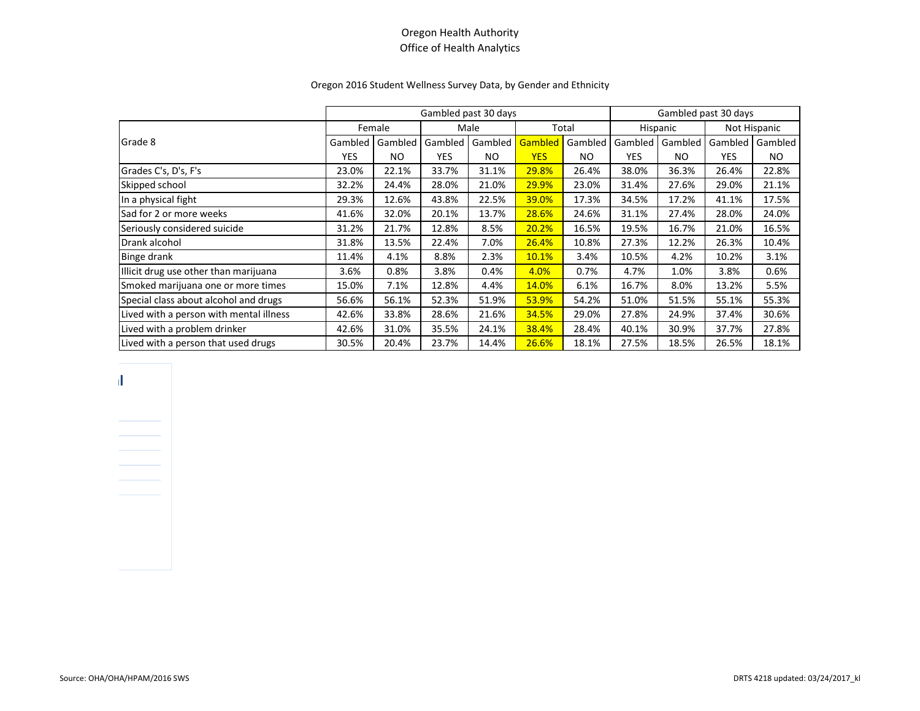Oregon Health Authority
Office of Health Analytics

Oregon 2016 Student Wellness Survey Data, by Gender and Ethnicity

| Grade 8 | Gambled past 30 days | | | | | | Gambled past 30 days | | | |
|---|---|---|---|---|---|---|---|---|---|---|
| | Female | | Male | | Total | | Hispanic | | Not Hispanic | |
| | Gambled YES | Gambled NO | Gambled YES | Gambled NO | Gambled YES | Gambled NO | Gambled YES | Gambled NO | Gambled YES | Gambled NO |
| Grades C's, D's, F's | 23.0% | 22.1% | 33.7% | 31.1% | 29.8% | 26.4% | 38.0% | 36.3% | 26.4% | 22.8% |
| Skipped school | 32.2% | 24.4% | 28.0% | 21.0% | 29.9% | 23.0% | 31.4% | 27.6% | 29.0% | 21.1% |
| In a physical fight | 29.3% | 12.6% | 43.8% | 22.5% | 39.0% | 17.3% | 34.5% | 17.2% | 41.1% | 17.5% |
| Sad for 2 or more weeks | 41.6% | 32.0% | 20.1% | 13.7% | 28.6% | 24.6% | 31.1% | 27.4% | 28.0% | 24.0% |
| Seriously considered suicide | 31.2% | 21.7% | 12.8% | 8.5% | 20.2% | 16.5% | 19.5% | 16.7% | 21.0% | 16.5% |
| Drank alcohol | 31.8% | 13.5% | 22.4% | 7.0% | 26.4% | 10.8% | 27.3% | 12.2% | 26.3% | 10.4% |
| Binge drank | 11.4% | 4.1% | 8.8% | 2.3% | 10.1% | 3.4% | 10.5% | 4.2% | 10.2% | 3.1% |
| Illicit drug use other than marijuana | 3.6% | 0.8% | 3.8% | 0.4% | 4.0% | 0.7% | 4.7% | 1.0% | 3.8% | 0.6% |
| Smoked marijuana one or more times | 15.0% | 7.1% | 12.8% | 4.4% | 14.0% | 6.1% | 16.7% | 8.0% | 13.2% | 5.5% |
| Special class about alcohol and drugs | 56.6% | 56.1% | 52.3% | 51.9% | 53.9% | 54.2% | 51.0% | 51.5% | 55.1% | 55.3% |
| Lived with a person with mental illness | 42.6% | 33.8% | 28.6% | 21.6% | 34.5% | 29.0% | 27.8% | 24.9% | 37.4% | 30.6% |
| Lived with a problem drinker | 42.6% | 31.0% | 35.5% | 24.1% | 38.4% | 28.4% | 40.1% | 30.9% | 37.7% | 27.8% |
| Lived with a person that used drugs | 30.5% | 20.4% | 23.7% | 14.4% | 26.6% | 18.1% | 27.5% | 18.5% | 26.5% | 18.1% |

Source: OHA/OHA/HPAM/2016 SWS

DRTS 4218 updated: 03/24/2017_kl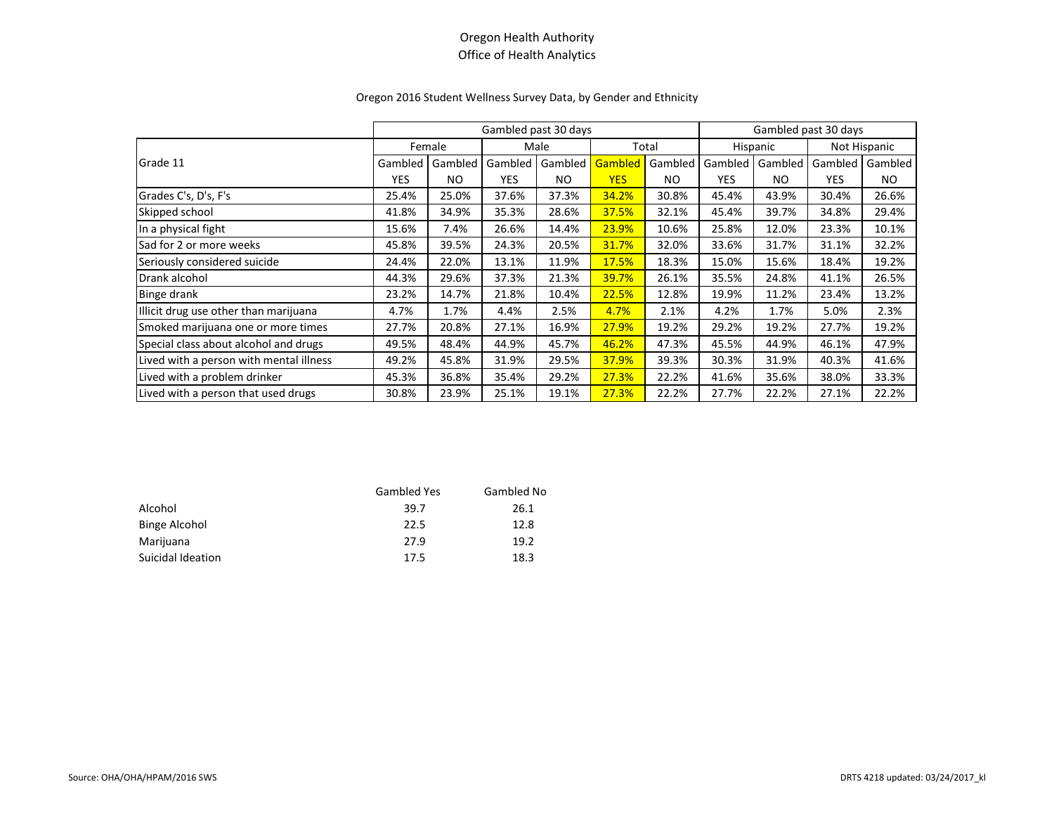Oregon Health Authority

Office of Health Analytics

Oregon 2016 Student Wellness Survey Data, by Gender and Ethnicity

| Grade 11 | Gambled past 30 days | | | | | | Gambled past 30 days | | | |
|---|---|---|---|---|---|---|---|---|---|---|
| | Female | | Male | | Total | | Hispanic | | Not Hispanic | |
| | Gambled YES | Gambled NO | Gambled YES | Gambled NO | Gambled YES | Gambled NO | Gambled YES | Gambled NO | Gambled YES | Gambled NO |
| Grades C's, D's, F's | 25.4% | 25.0% | 37.6% | 37.3% | 34.2% | 30.8% | 45.4% | 43.9% | 30.4% | 26.6% |
| Skipped school | 41.8% | 34.9% | 35.3% | 28.6% | 37.5% | 32.1% | 45.4% | 39.7% | 34.8% | 29.4% |
| In a physical fight | 15.6% | 7.4% | 26.6% | 14.4% | 23.9% | 10.6% | 25.8% | 12.0% | 23.3% | 10.1% |
| Sad for 2 or more weeks | 45.8% | 39.5% | 24.3% | 20.5% | 31.7% | 32.0% | 33.6% | 31.7% | 31.1% | 32.2% |
| Seriously considered suicide | 24.4% | 22.0% | 13.1% | 11.9% | 17.5% | 18.3% | 15.0% | 15.6% | 18.4% | 19.2% |
| Drank alcohol | 44.3% | 29.6% | 37.3% | 21.3% | 39.7% | 26.1% | 35.5% | 24.8% | 41.1% | 26.5% |
| Binge drank | 23.2% | 14.7% | 21.8% | 10.4% | 22.5% | 12.8% | 19.9% | 11.2% | 23.4% | 13.2% |
| Illicit drug use other than marijuana | 4.7% | 1.7% | 4.4% | 2.5% | 4.7% | 2.1% | 4.2% | 1.7% | 5.0% | 2.3% |
| Smoked marijuana one or more times | 27.7% | 20.8% | 27.1% | 16.9% | 27.9% | 19.2% | 29.2% | 19.2% | 27.7% | 19.2% |
| Special class about alcohol and drugs | 49.5% | 48.4% | 44.9% | 45.7% | 46.2% | 47.3% | 45.5% | 44.9% | 46.1% | 47.9% |
| Lived with a person with mental illness | 49.2% | 45.8% | 31.9% | 29.5% | 37.9% | 39.3% | 30.3% | 31.9% | 40.3% | 41.6% |
| Lived with a problem drinker | 45.3% | 36.8% | 35.4% | 29.2% | 27.3% | 22.2% | 41.6% | 35.6% | 38.0% | 33.3% |
| Lived with a person that used drugs | 30.8% | 23.9% | 25.1% | 19.1% | 27.3% | 22.2% | 27.7% | 22.2% | 27.1% | 22.2% |

| | Gambled Yes | Gambled No |
|---|---|---|
| Alcohol | 39.7 | 26.1 |
| Binge Alcohol | 22.5 | 12.8 |
| Marijuana | 27.9 | 19.2 |
| Suicidal Ideation | 17.5 | 18.3 |

Source: OHA/OHA/HPAM/2016 SWS

DRTS 4218 updated: 03/24/2017_kl